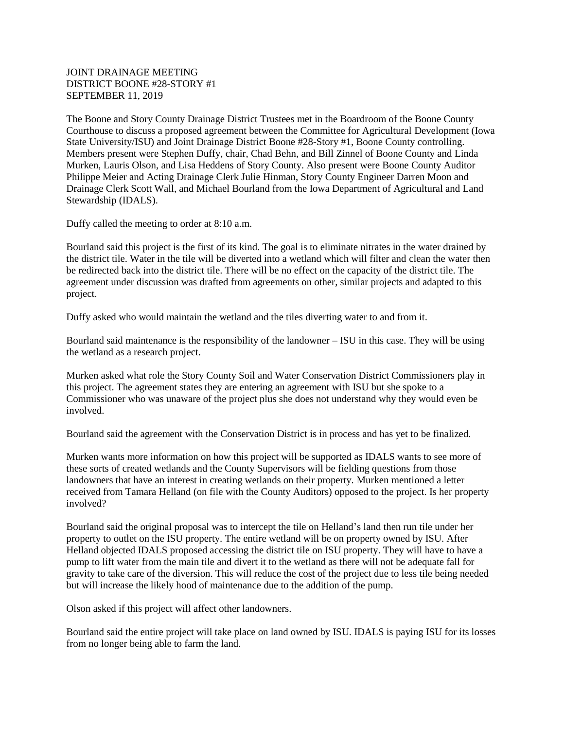JOINT DRAINAGE MEETING
DISTRICT BOONE #28-STORY #1
SEPTEMBER 11, 2019

The Boone and Story County Drainage District Trustees met in the Boardroom of the Boone County Courthouse to discuss a proposed agreement between the Committee for Agricultural Development (Iowa State University/ISU) and Joint Drainage District Boone #28-Story #1, Boone County controlling. Members present were Stephen Duffy, chair, Chad Behn, and Bill Zinnel of Boone County and Linda Murken, Lauris Olson, and Lisa Heddens of Story County. Also present were Boone County Auditor Philippe Meier and Acting Drainage Clerk Julie Hinman, Story County Engineer Darren Moon and Drainage Clerk Scott Wall, and Michael Bourland from the Iowa Department of Agricultural and Land Stewardship (IDALS).

Duffy called the meeting to order at 8:10 a.m.

Bourland said this project is the first of its kind. The goal is to eliminate nitrates in the water drained by the district tile. Water in the tile will be diverted into a wetland which will filter and clean the water then be redirected back into the district tile. There will be no effect on the capacity of the district tile. The agreement under discussion was drafted from agreements on other, similar projects and adapted to this project.

Duffy asked who would maintain the wetland and the tiles diverting water to and from it.

Bourland said maintenance is the responsibility of the landowner – ISU in this case. They will be using the wetland as a research project.

Murken asked what role the Story County Soil and Water Conservation District Commissioners play in this project. The agreement states they are entering an agreement with ISU but she spoke to a Commissioner who was unaware of the project plus she does not understand why they would even be involved.

Bourland said the agreement with the Conservation District is in process and has yet to be finalized.

Murken wants more information on how this project will be supported as IDALS wants to see more of these sorts of created wetlands and the County Supervisors will be fielding questions from those landowners that have an interest in creating wetlands on their property. Murken mentioned a letter received from Tamara Helland (on file with the County Auditors) opposed to the project. Is her property involved?

Bourland said the original proposal was to intercept the tile on Helland's land then run tile under her property to outlet on the ISU property. The entire wetland will be on property owned by ISU. After Helland objected IDALS proposed accessing the district tile on ISU property. They will have to have a pump to lift water from the main tile and divert it to the wetland as there will not be adequate fall for gravity to take care of the diversion. This will reduce the cost of the project due to less tile being needed but will increase the likely hood of maintenance due to the addition of the pump.

Olson asked if this project will affect other landowners.

Bourland said the entire project will take place on land owned by ISU. IDALS is paying ISU for its losses from no longer being able to farm the land.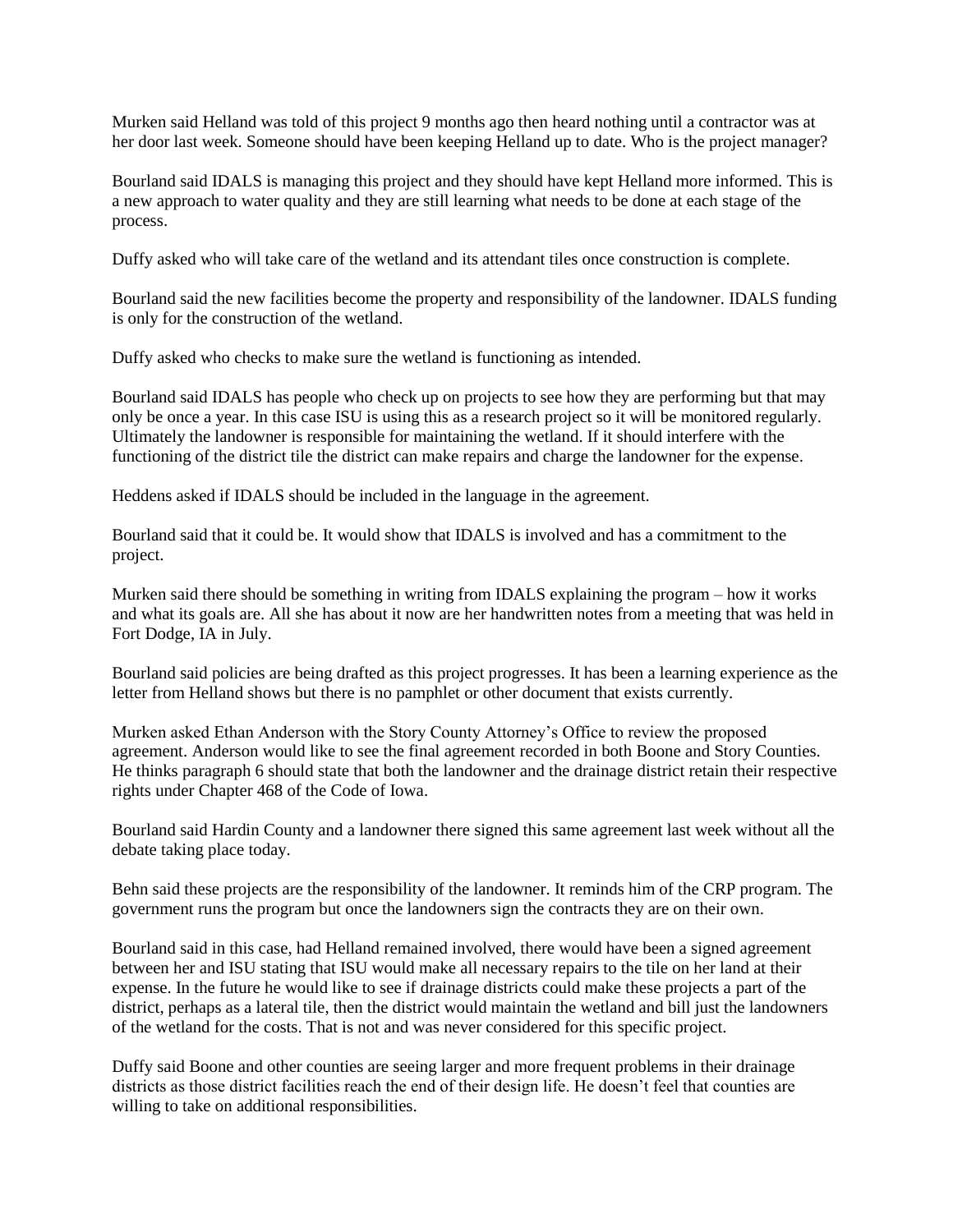Murken said Helland was told of this project 9 months ago then heard nothing until a contractor was at her door last week. Someone should have been keeping Helland up to date. Who is the project manager?

Bourland said IDALS is managing this project and they should have kept Helland more informed. This is a new approach to water quality and they are still learning what needs to be done at each stage of the process.

Duffy asked who will take care of the wetland and its attendant tiles once construction is complete.

Bourland said the new facilities become the property and responsibility of the landowner. IDALS funding is only for the construction of the wetland.

Duffy asked who checks to make sure the wetland is functioning as intended.

Bourland said IDALS has people who check up on projects to see how they are performing but that may only be once a year. In this case ISU is using this as a research project so it will be monitored regularly. Ultimately the landowner is responsible for maintaining the wetland. If it should interfere with the functioning of the district tile the district can make repairs and charge the landowner for the expense.

Heddens asked if IDALS should be included in the language in the agreement.

Bourland said that it could be. It would show that IDALS is involved and has a commitment to the project.

Murken said there should be something in writing from IDALS explaining the program – how it works and what its goals are. All she has about it now are her handwritten notes from a meeting that was held in Fort Dodge, IA in July.

Bourland said policies are being drafted as this project progresses. It has been a learning experience as the letter from Helland shows but there is no pamphlet or other document that exists currently.

Murken asked Ethan Anderson with the Story County Attorney's Office to review the proposed agreement. Anderson would like to see the final agreement recorded in both Boone and Story Counties. He thinks paragraph 6 should state that both the landowner and the drainage district retain their respective rights under Chapter 468 of the Code of Iowa.

Bourland said Hardin County and a landowner there signed this same agreement last week without all the debate taking place today.

Behn said these projects are the responsibility of the landowner. It reminds him of the CRP program. The government runs the program but once the landowners sign the contracts they are on their own.

Bourland said in this case, had Helland remained involved, there would have been a signed agreement between her and ISU stating that ISU would make all necessary repairs to the tile on her land at their expense. In the future he would like to see if drainage districts could make these projects a part of the district, perhaps as a lateral tile, then the district would maintain the wetland and bill just the landowners of the wetland for the costs. That is not and was never considered for this specific project.

Duffy said Boone and other counties are seeing larger and more frequent problems in their drainage districts as those district facilities reach the end of their design life. He doesn't feel that counties are willing to take on additional responsibilities.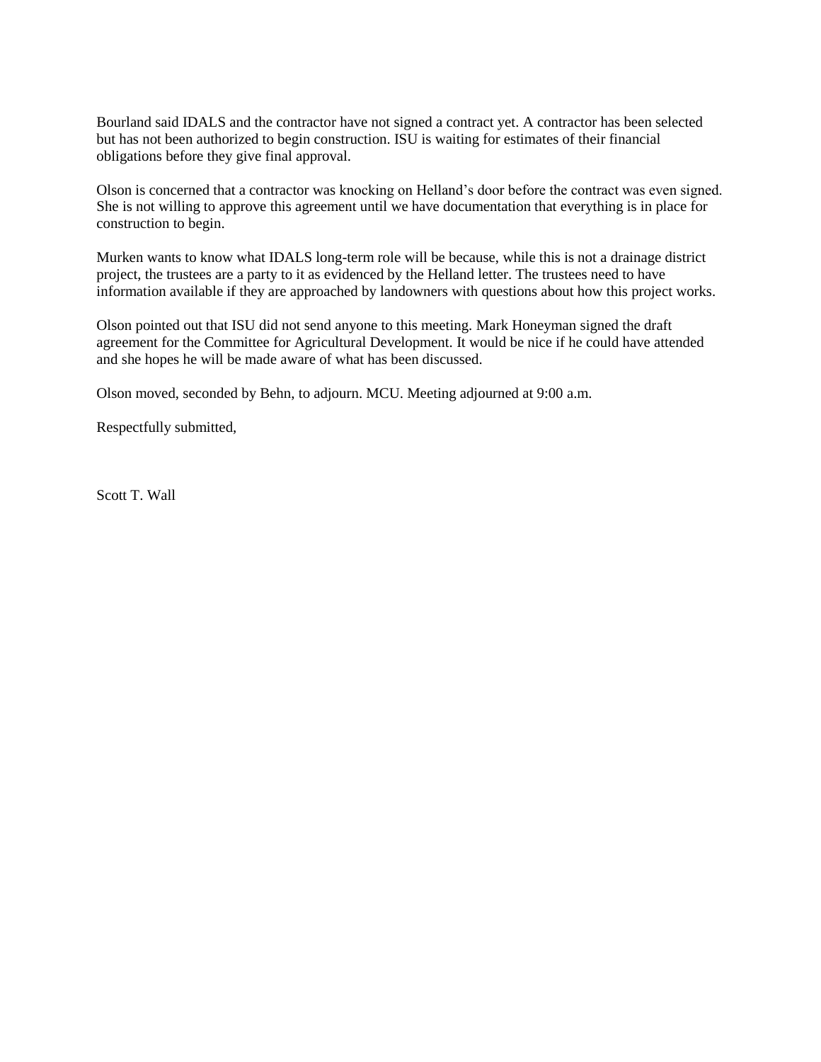Bourland said IDALS and the contractor have not signed a contract yet. A contractor has been selected but has not been authorized to begin construction. ISU is waiting for estimates of their financial obligations before they give final approval.

Olson is concerned that a contractor was knocking on Helland's door before the contract was even signed. She is not willing to approve this agreement until we have documentation that everything is in place for construction to begin.

Murken wants to know what IDALS long-term role will be because, while this is not a drainage district project, the trustees are a party to it as evidenced by the Helland letter. The trustees need to have information available if they are approached by landowners with questions about how this project works.

Olson pointed out that ISU did not send anyone to this meeting. Mark Honeyman signed the draft agreement for the Committee for Agricultural Development. It would be nice if he could have attended and she hopes he will be made aware of what has been discussed.

Olson moved, seconded by Behn, to adjourn. MCU. Meeting adjourned at 9:00 a.m.

Respectfully submitted,

Scott T. Wall